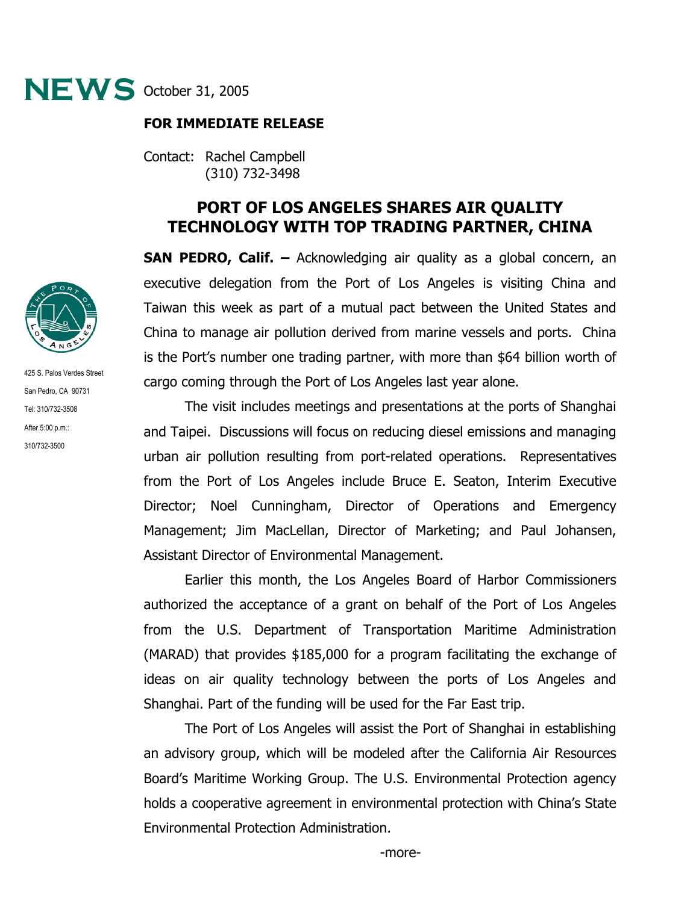# NEWS October 31, 2005

**FOR IMMEDIATE RELEASE**

Contact: Rachel Campbell
(310) 732-3498

425 S. Palos Verdes Street
San Pedro, CA 90731
Tel: 310/732-3508
After 5:00 p.m.:
310/732-3500

## PORT OF LOS ANGELES SHARES AIR QUALITY TECHNOLOGY WITH TOP TRADING PARTNER, CHINA

**SAN PEDRO, Calif. –** Acknowledging air quality as a global concern, an executive delegation from the Port of Los Angeles is visiting China and Taiwan this week as part of a mutual pact between the United States and China to manage air pollution derived from marine vessels and ports. China is the Port's number one trading partner, with more than $64 billion worth of cargo coming through the Port of Los Angeles last year alone.

The visit includes meetings and presentations at the ports of Shanghai and Taipei. Discussions will focus on reducing diesel emissions and managing urban air pollution resulting from port-related operations. Representatives from the Port of Los Angeles include Bruce E. Seaton, Interim Executive Director; Noel Cunningham, Director of Operations and Emergency Management; Jim MacLellan, Director of Marketing; and Paul Johansen, Assistant Director of Environmental Management.

Earlier this month, the Los Angeles Board of Harbor Commissioners authorized the acceptance of a grant on behalf of the Port of Los Angeles from the U.S. Department of Transportation Maritime Administration (MARAD) that provides $185,000 for a program facilitating the exchange of ideas on air quality technology between the ports of Los Angeles and Shanghai. Part of the funding will be used for the Far East trip.

The Port of Los Angeles will assist the Port of Shanghai in establishing an advisory group, which will be modeled after the California Air Resources Board's Maritime Working Group. The U.S. Environmental Protection agency holds a cooperative agreement in environmental protection with China's State Environmental Protection Administration.

-more-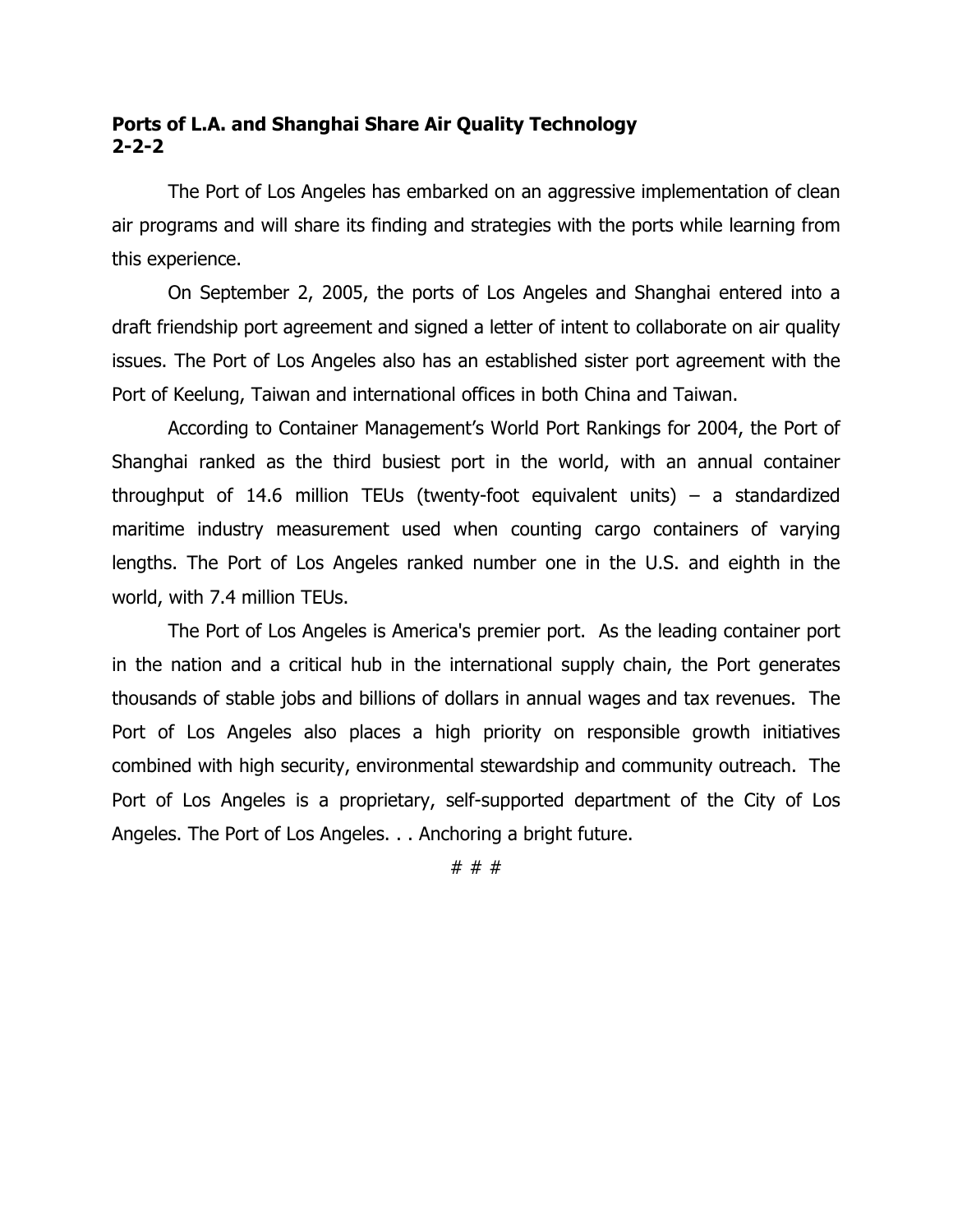The Port of Los Angeles has embarked on an aggressive implementation of clean air programs and will share its finding and strategies with the ports while learning from this experience.

On September 2, 2005, the ports of Los Angeles and Shanghai entered into a draft friendship port agreement and signed a letter of intent to collaborate on air quality issues. The Port of Los Angeles also has an established sister port agreement with the Port of Keelung, Taiwan and international offices in both China and Taiwan.

According to Container Management's World Port Rankings for 2004, the Port of Shanghai ranked as the third busiest port in the world, with an annual container throughput of 14.6 million TEUs (twenty-foot equivalent units) – a standardized maritime industry measurement used when counting cargo containers of varying lengths. The Port of Los Angeles ranked number one in the U.S. and eighth in the world, with 7.4 million TEUs.

The Port of Los Angeles is America's premier port. As the leading container port in the nation and a critical hub in the international supply chain, the Port generates thousands of stable jobs and billions of dollars in annual wages and tax revenues. The Port of Los Angeles also places a high priority on responsible growth initiatives combined with high security, environmental stewardship and community outreach. The Port of Los Angeles is a proprietary, self-supported department of the City of Los Angeles. The Port of Los Angeles. . . Anchoring a bright future.

# # #